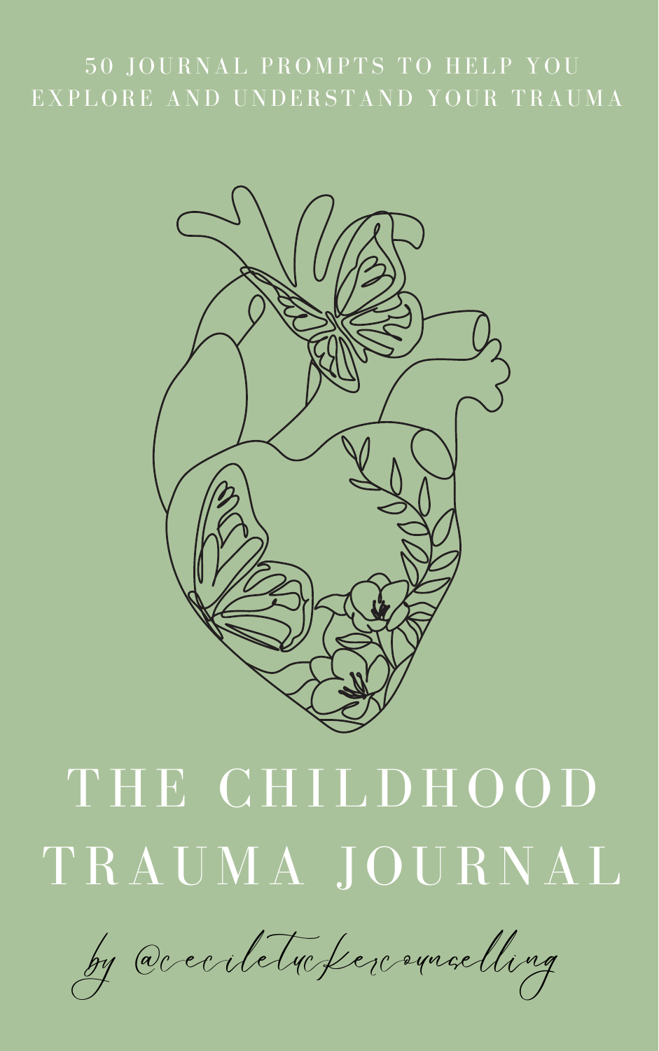50 JOURNAL PROMPTS TO HELP YOU EXPLORE AND UNDERSTAND YOUR TRAUMA

# THE CHILDHOOD TRAUMA JOURNAL

by @ceciletuckercounselling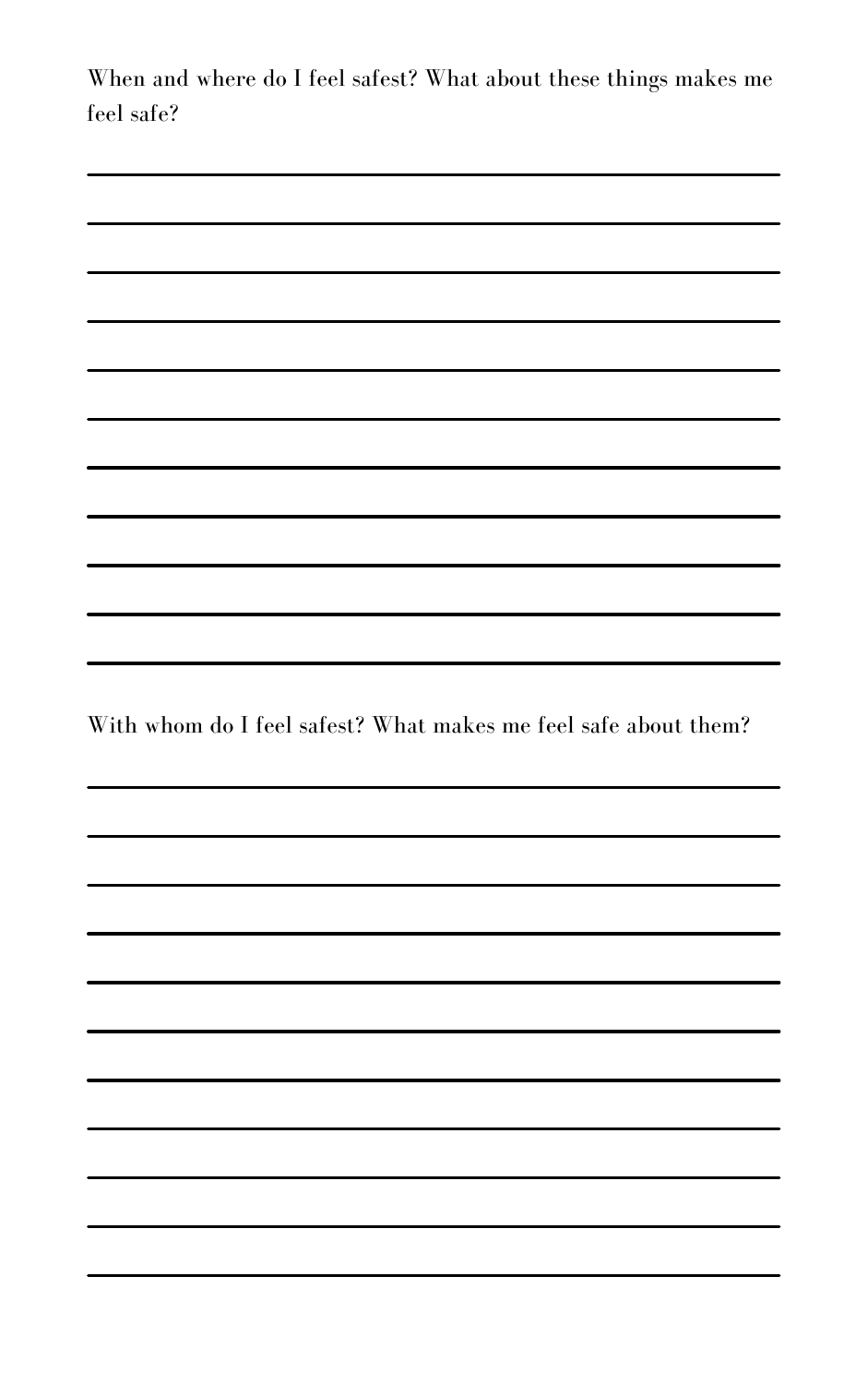When and where do I feel safest? What about these things makes me feel safe?

With whom do I feel safest? What makes me feel safe about them?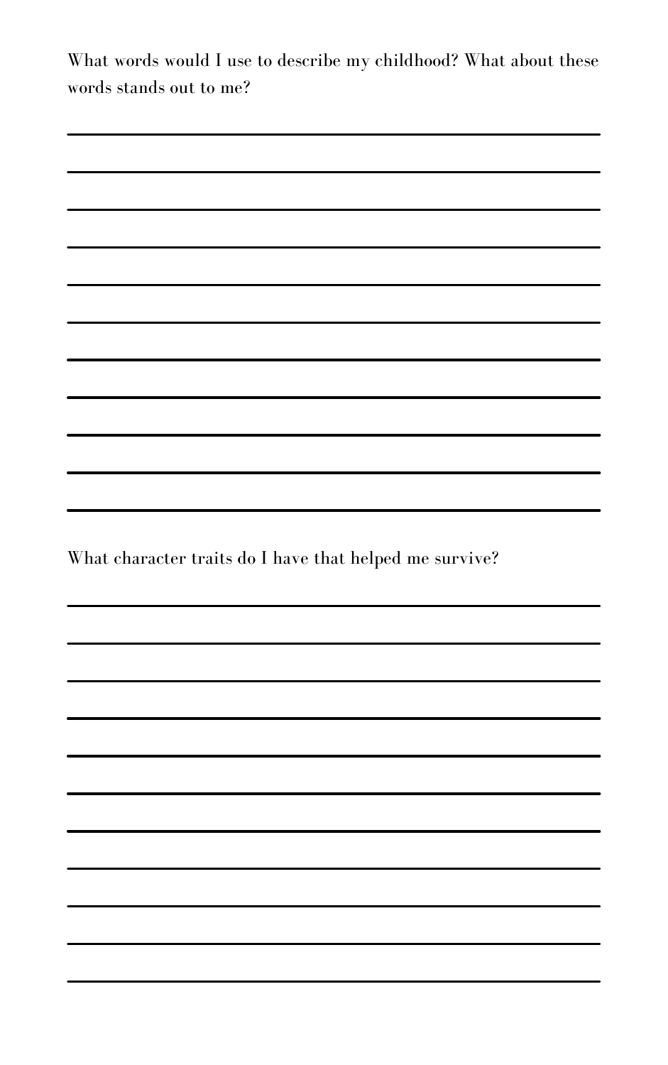What words would I use to describe my childhood? What about these words stands out to me?

What character traits do I have that helped me survive?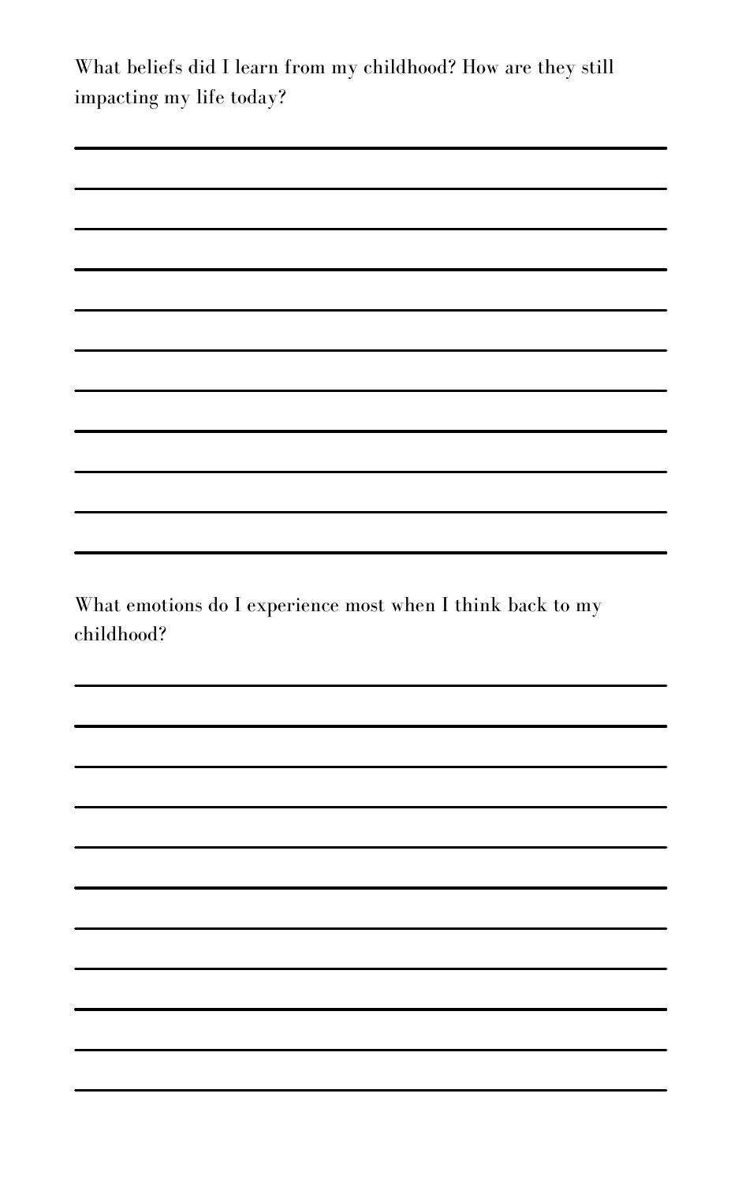What beliefs did I learn from my childhood? How are they still impacting my life today?

What emotions do I experience most when I think back to my childhood?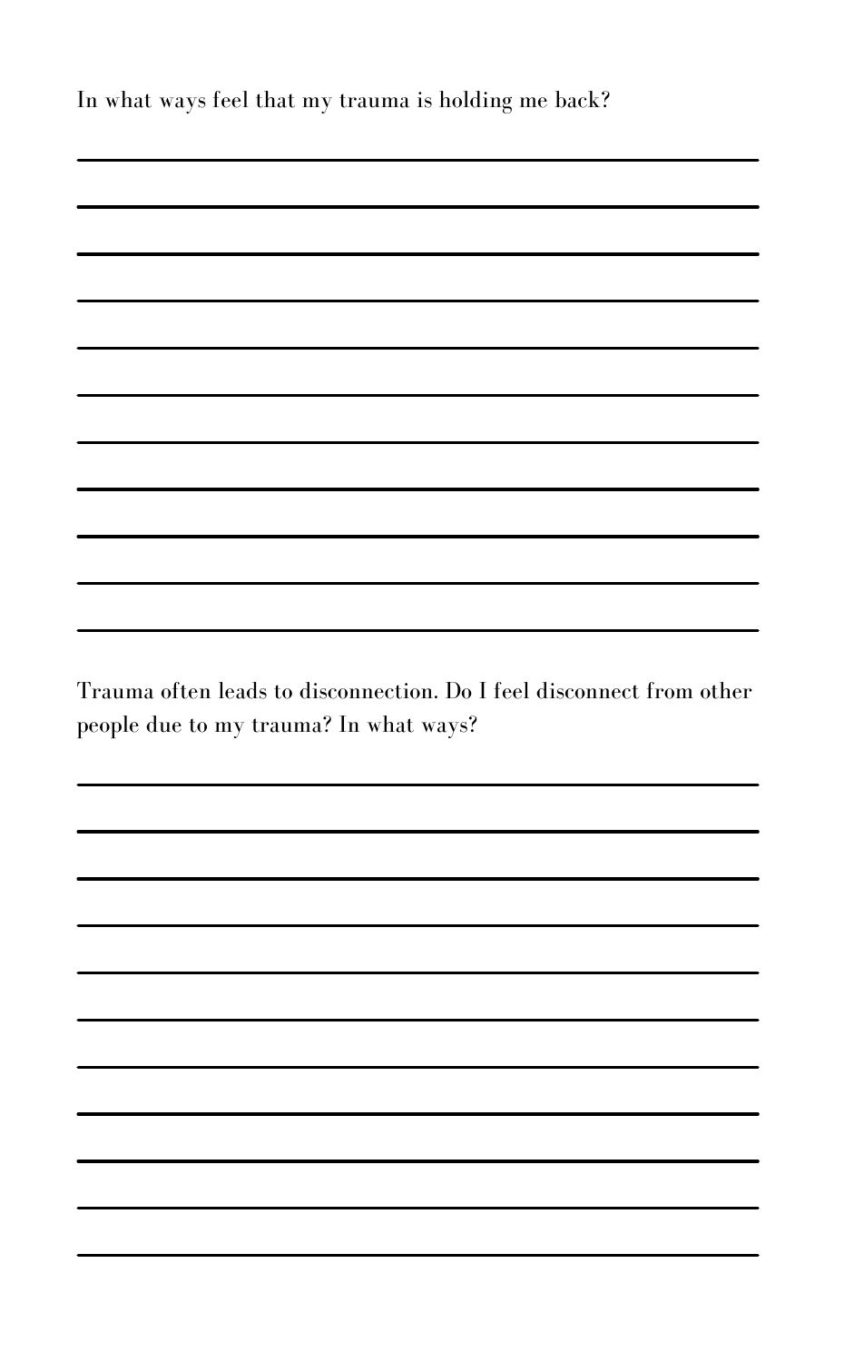In what ways feel that my trauma is holding me back?

Trauma often leads to disconnection. Do I feel disconnect from other people due to my trauma? In what ways?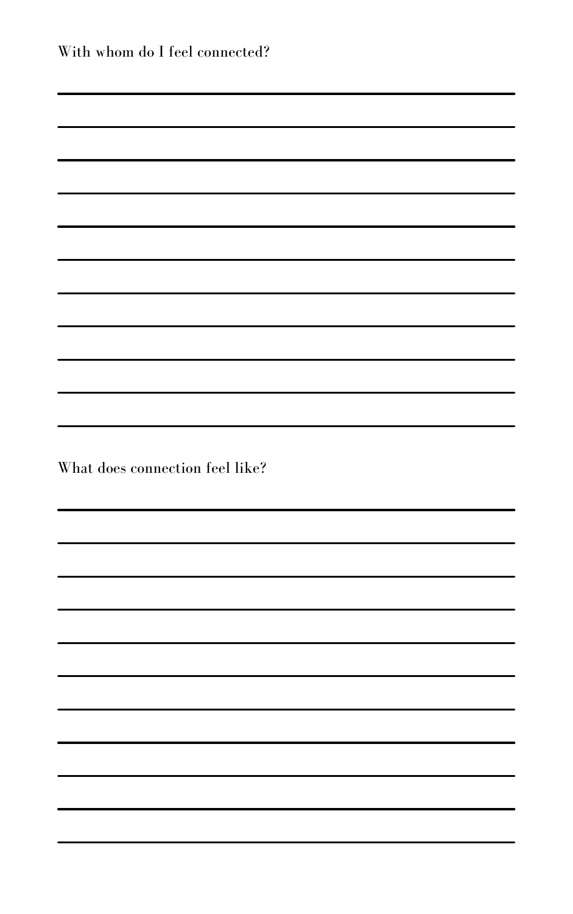With whom do I feel connected?

What does connection feel like?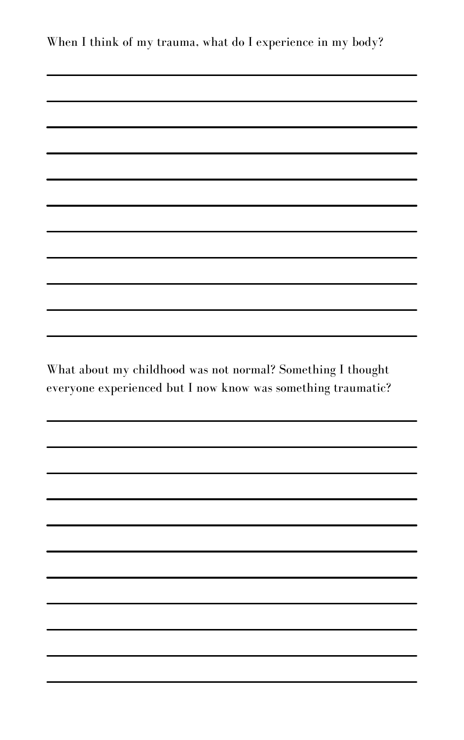When I think of my trauma, what do I experience in my body?

What about my childhood was not normal? Something I thought everyone experienced but I now know was something traumatic?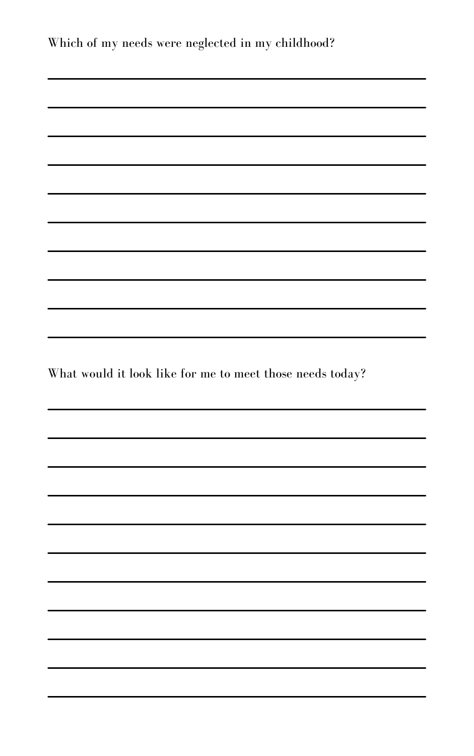Which of my needs were neglected in my childhood?

What would it look like for me to meet those needs today?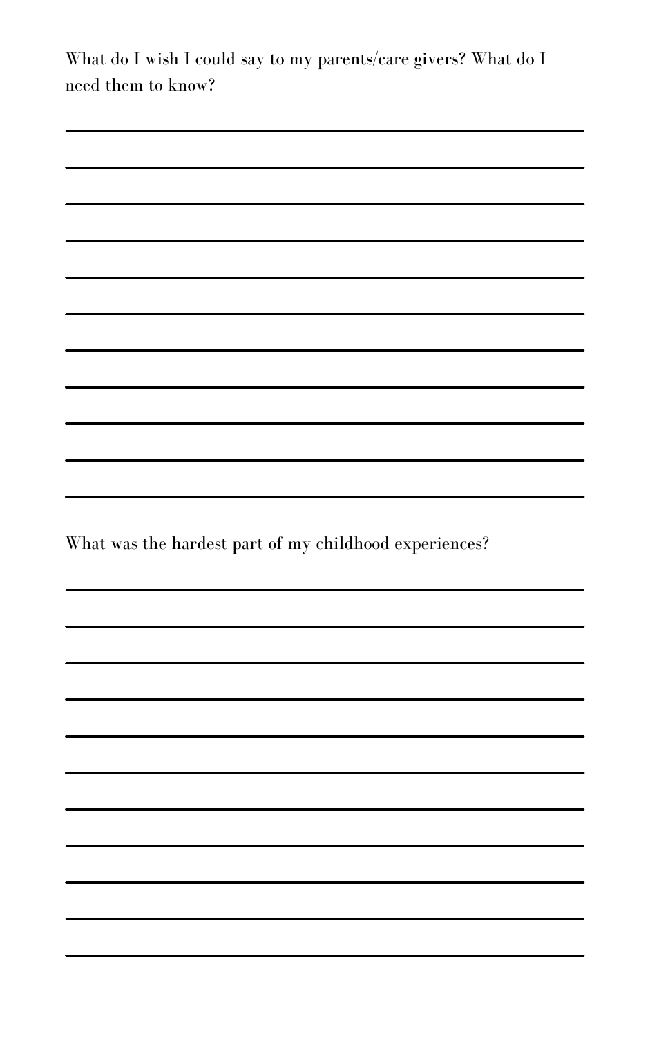What do I wish I could say to my parents/care givers? What do I need them to know?

What was the hardest part of my childhood experiences?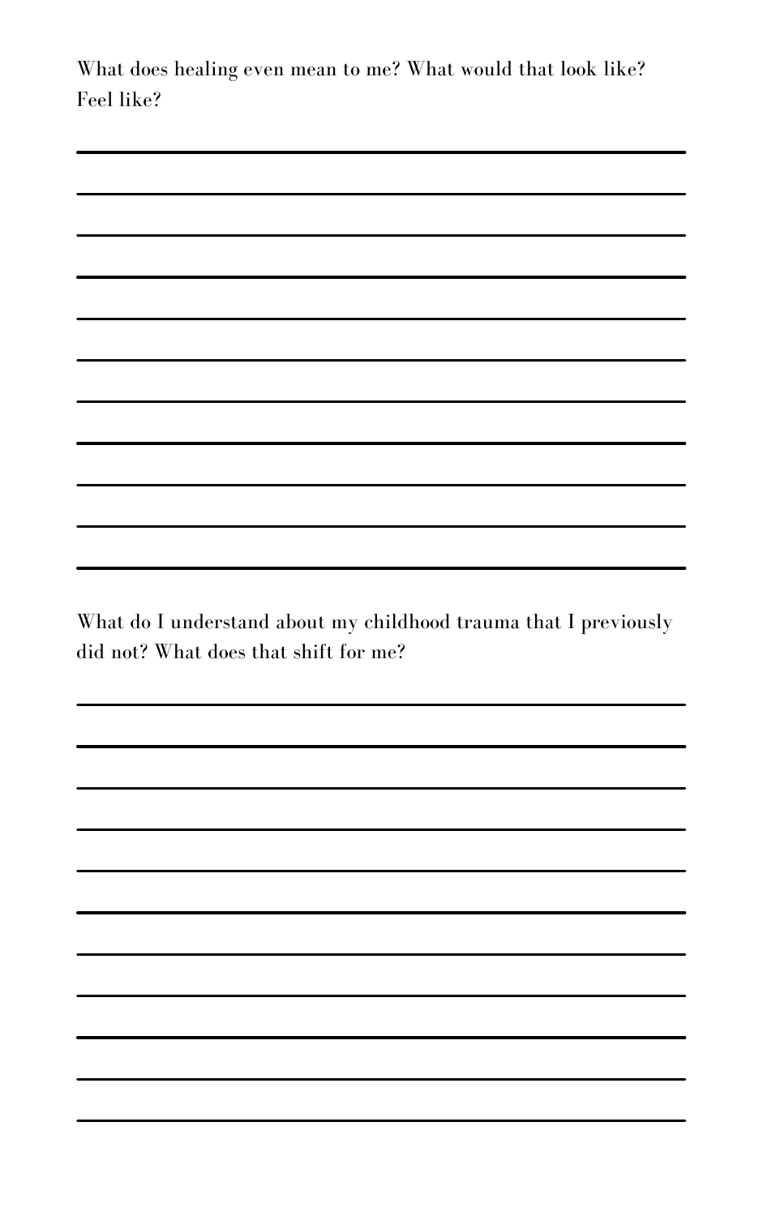What does healing even mean to me? What would that look like? Feel like?

What do I understand about my childhood trauma that I previously did not? What does that shift for me?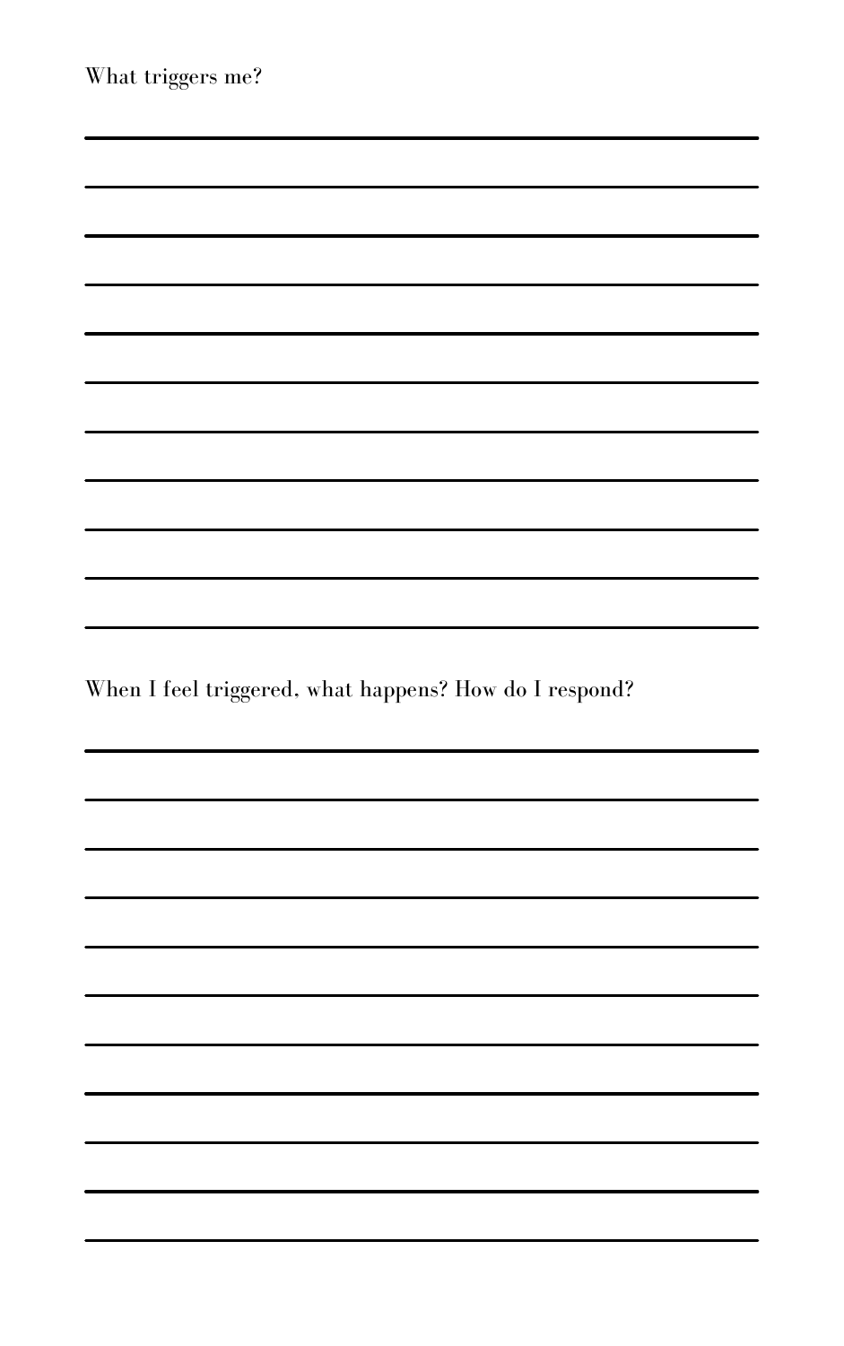What triggers me?

When I feel triggered, what happens? How do I respond?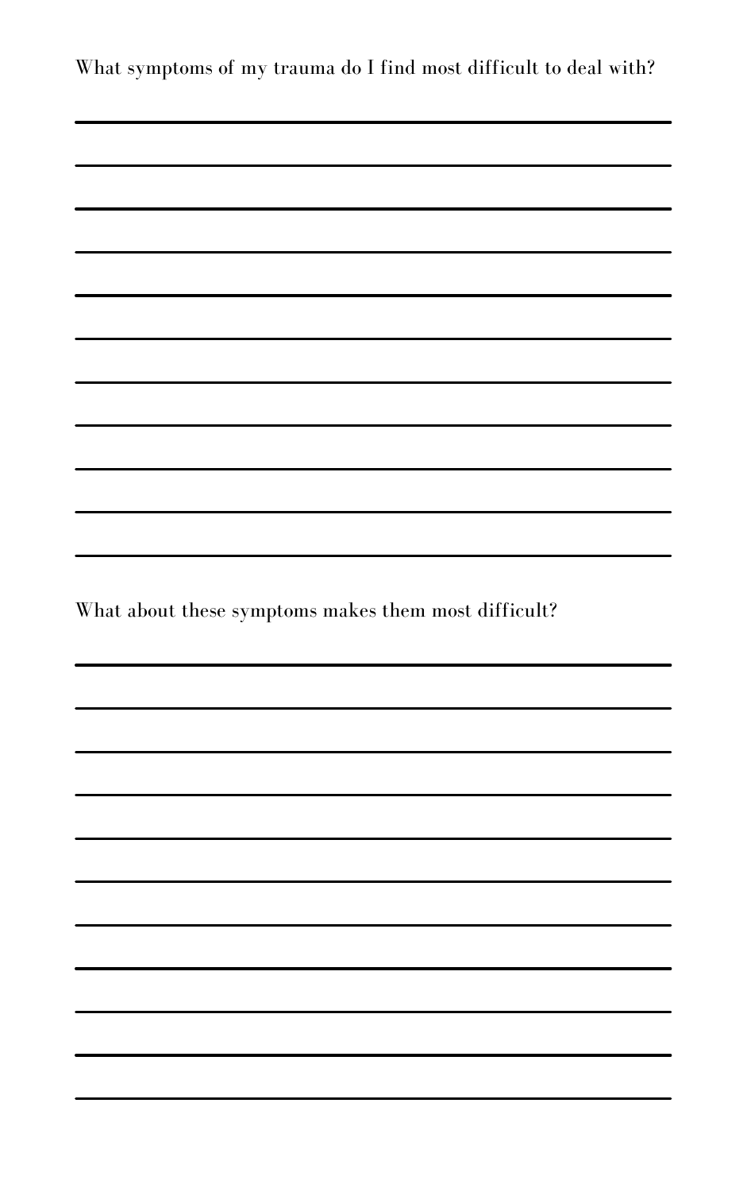What symptoms of my trauma do I find most difficult to deal with?

What about these symptoms makes them most difficult?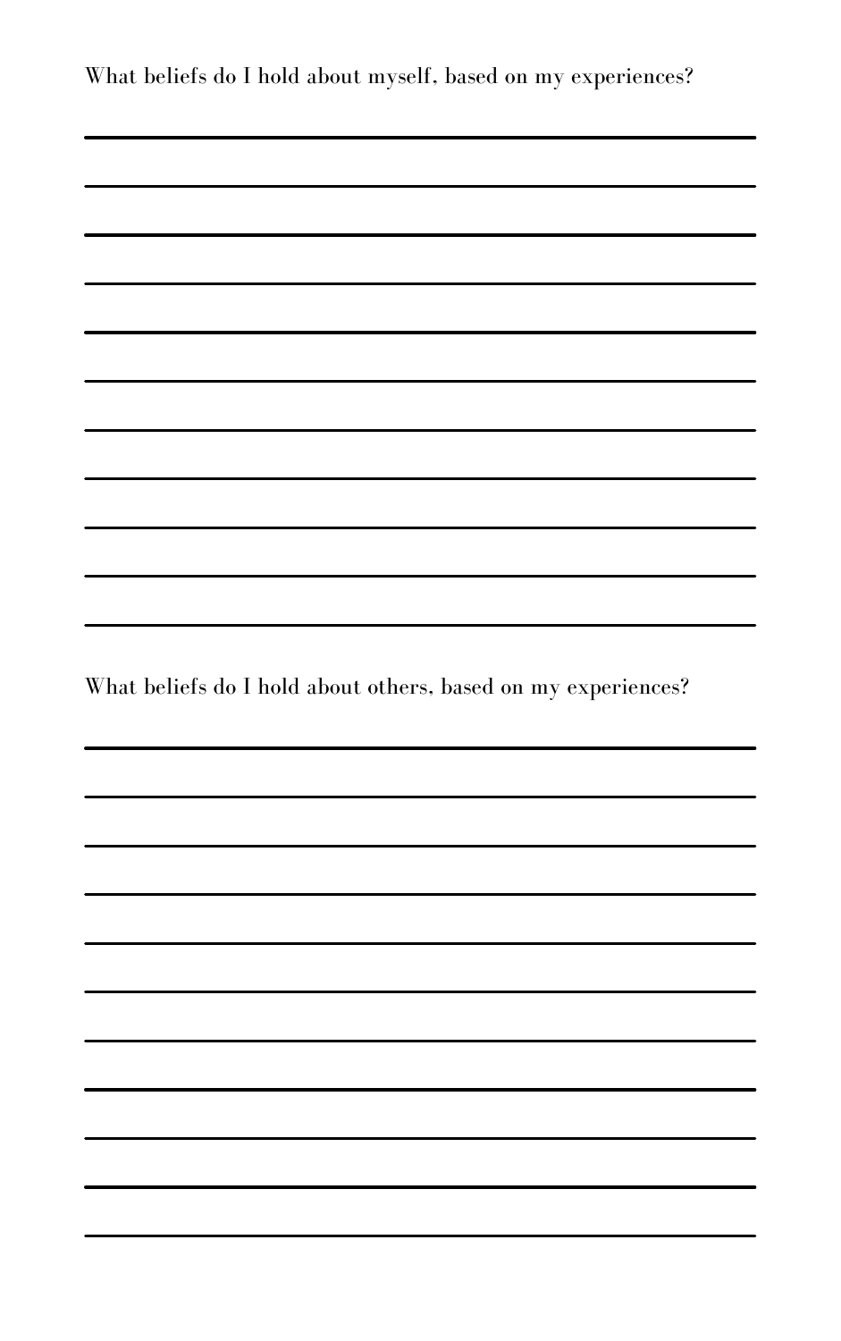What beliefs do I hold about myself, based on my experiences?

What beliefs do I hold about others, based on my experiences?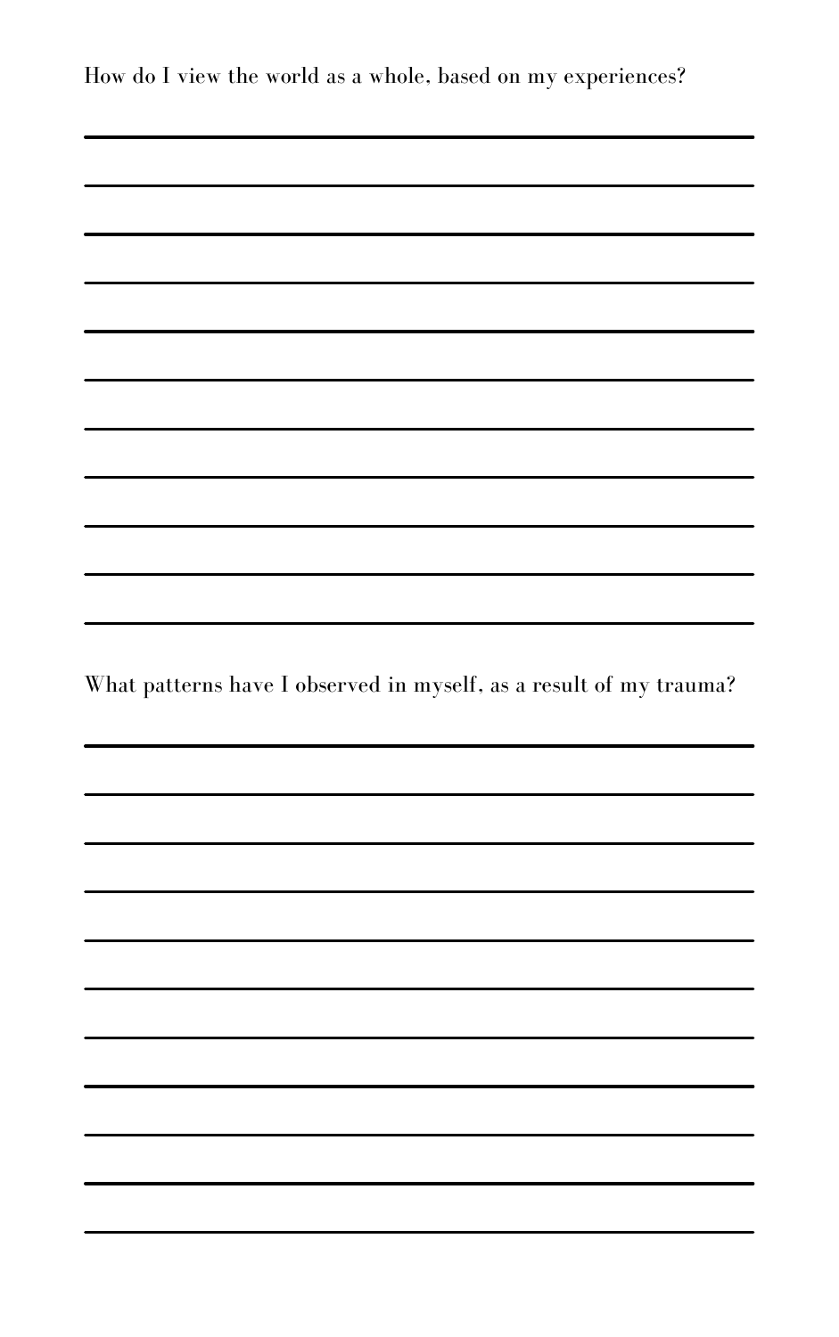How do I view the world as a whole, based on my experiences?

What patterns have I observed in myself, as a result of my trauma?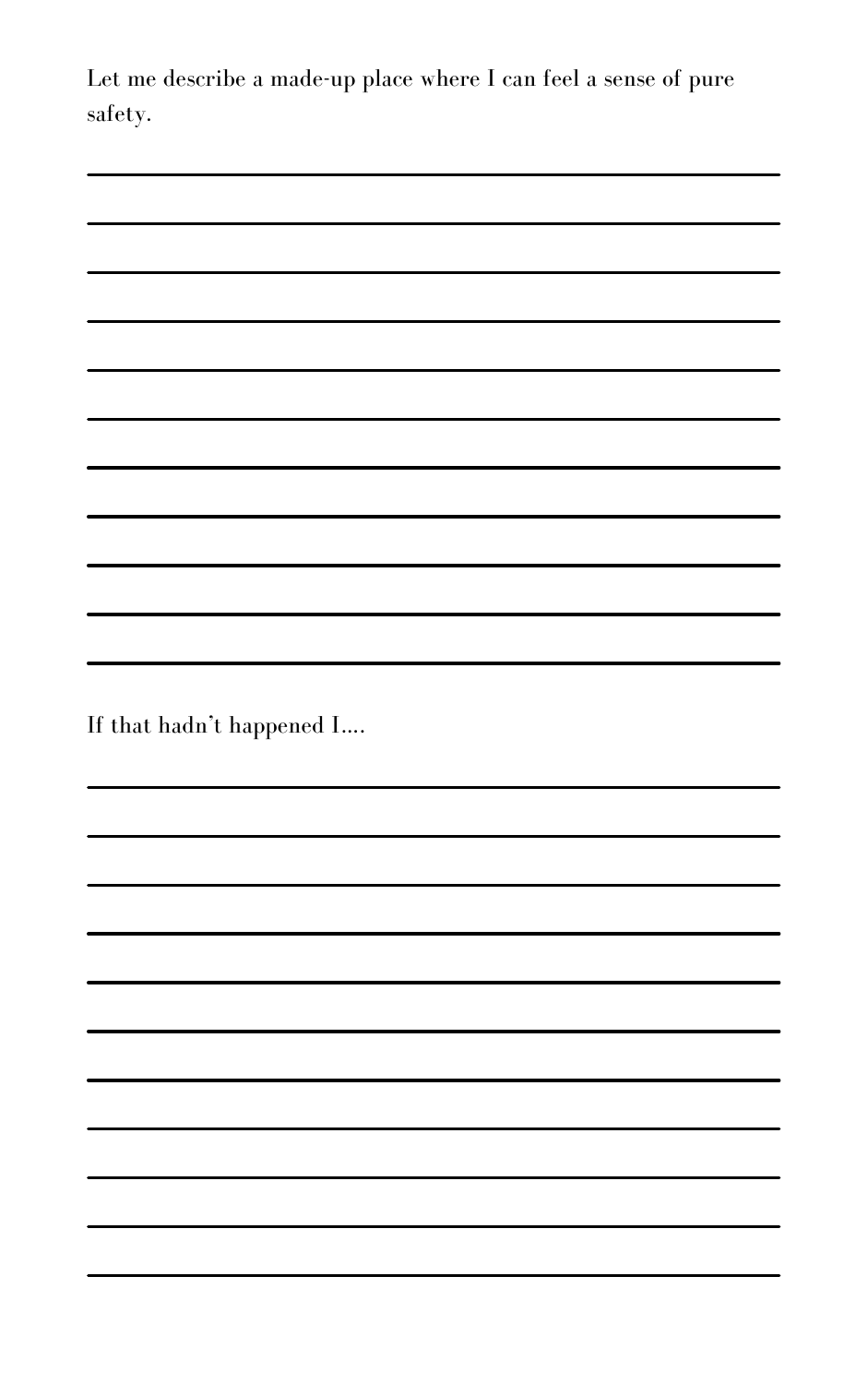Let me describe a made-up place where I can feel a sense of pure safety.

If that hadn't happened I....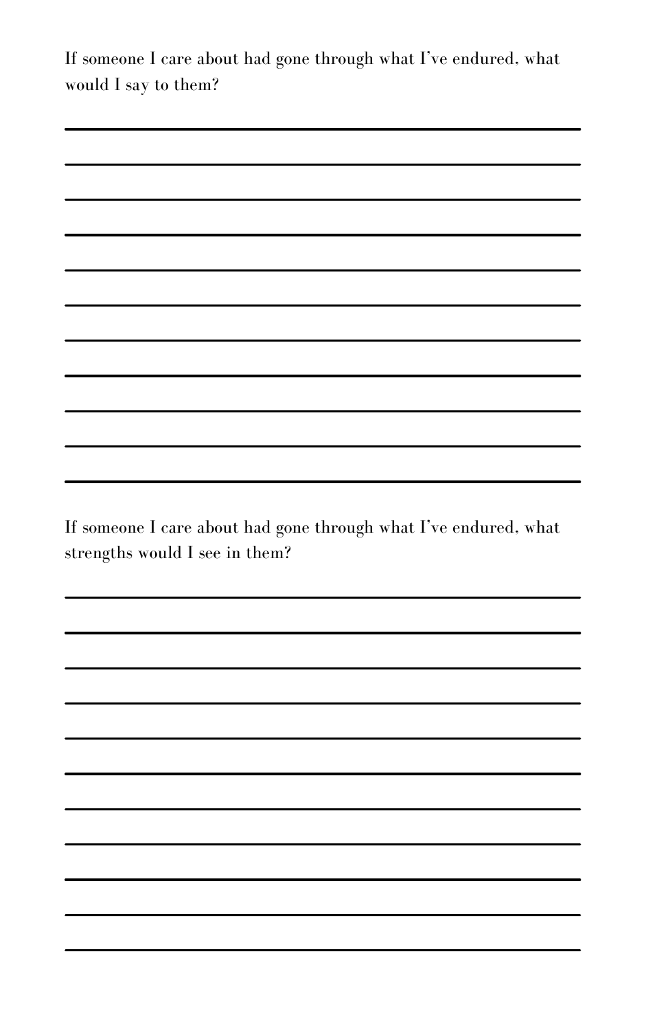If someone I care about had gone through what I've endured, what would I say to them?

If someone I care about had gone through what I've endured, what strengths would I see in them?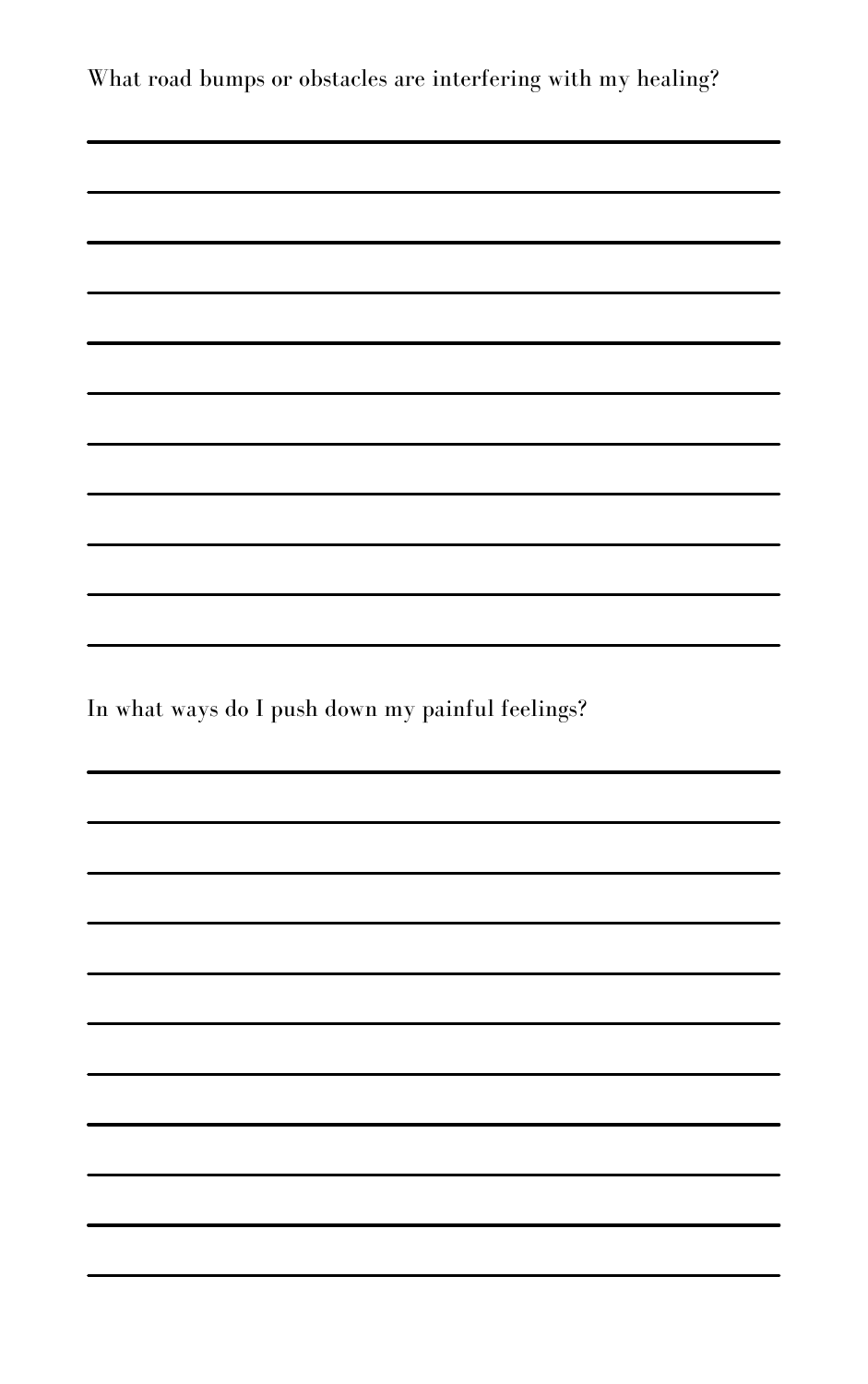What road bumps or obstacles are interfering with my healing?

In what ways do I push down my painful feelings?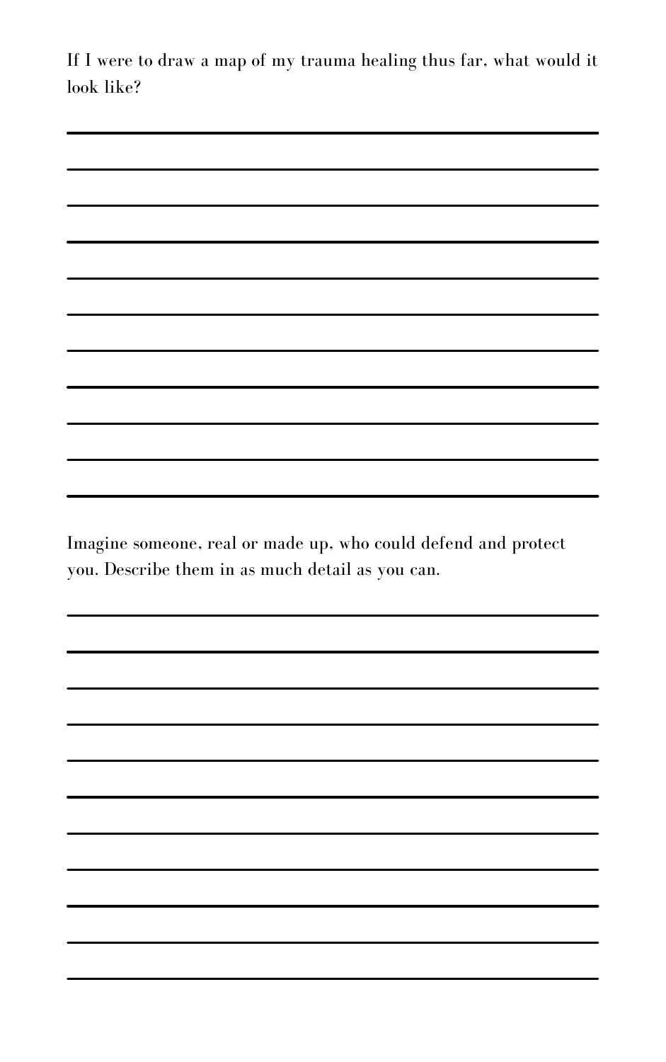If I were to draw a map of my trauma healing thus far, what would it look like?

Imagine someone, real or made up, who could defend and protect you. Describe them in as much detail as you can.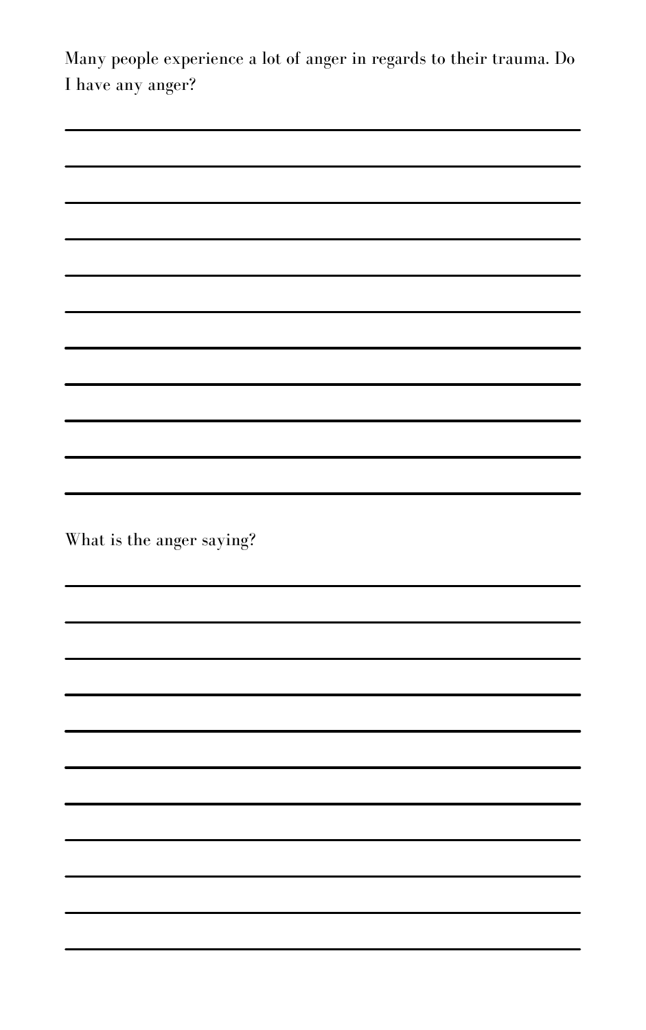Many people experience a lot of anger in regards to their trauma. Do I have any anger?

What is the anger saying?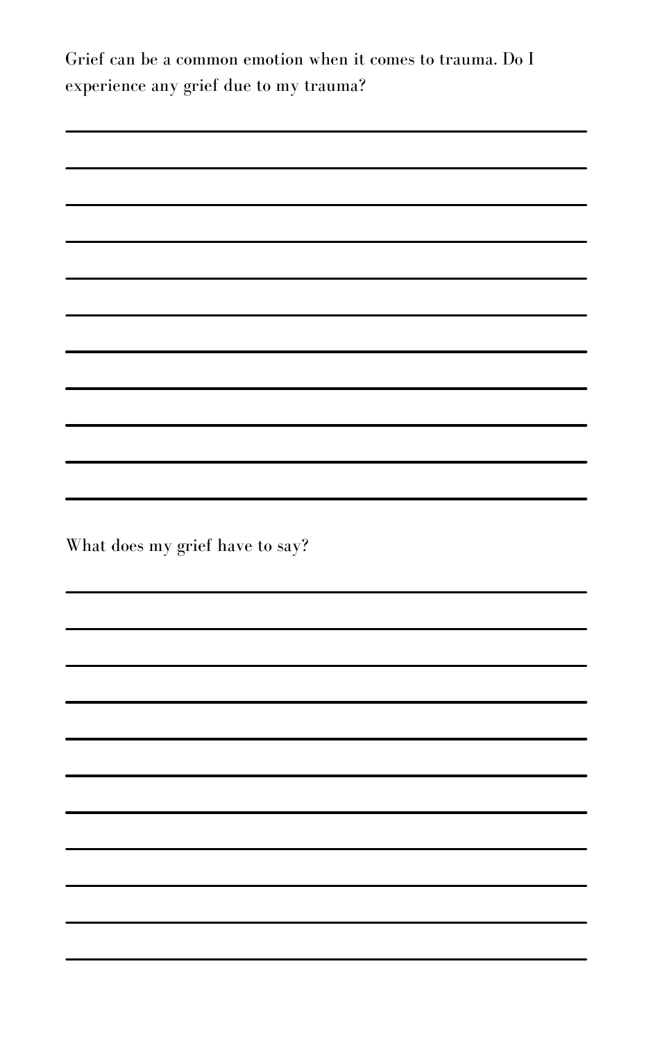Grief can be a common emotion when it comes to trauma. Do I experience any grief due to my trauma?

What does my grief have to say?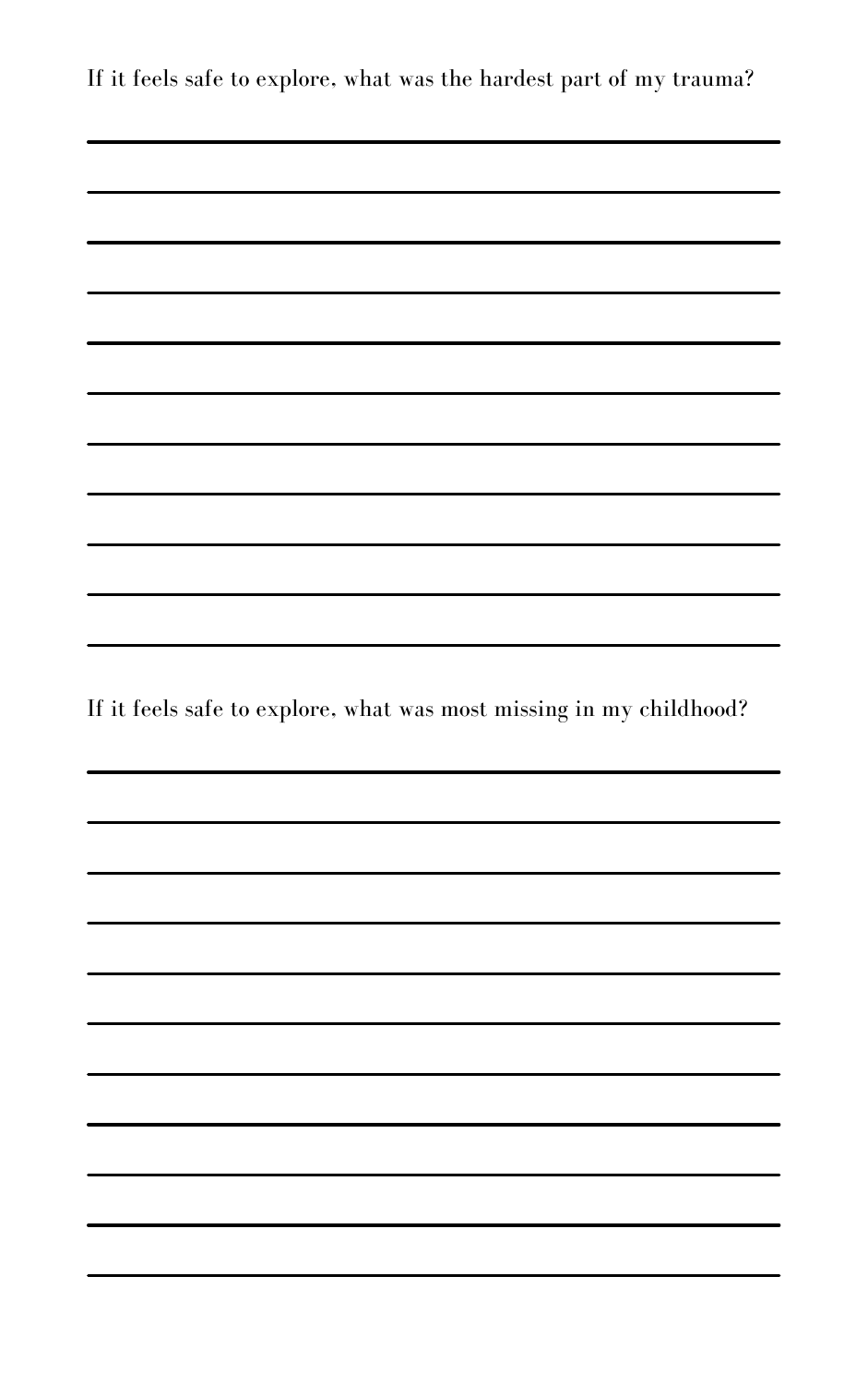If it feels safe to explore, what was the hardest part of my trauma?

If it feels safe to explore, what was most missing in my childhood?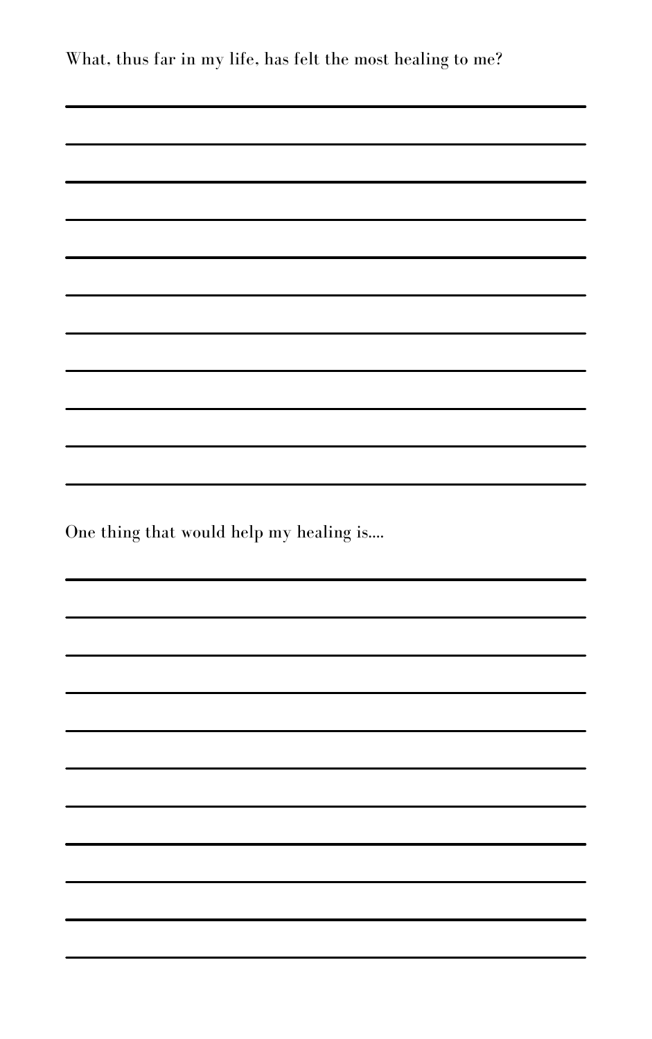What, thus far in my life, has felt the most healing to me?

One thing that would help my healing is....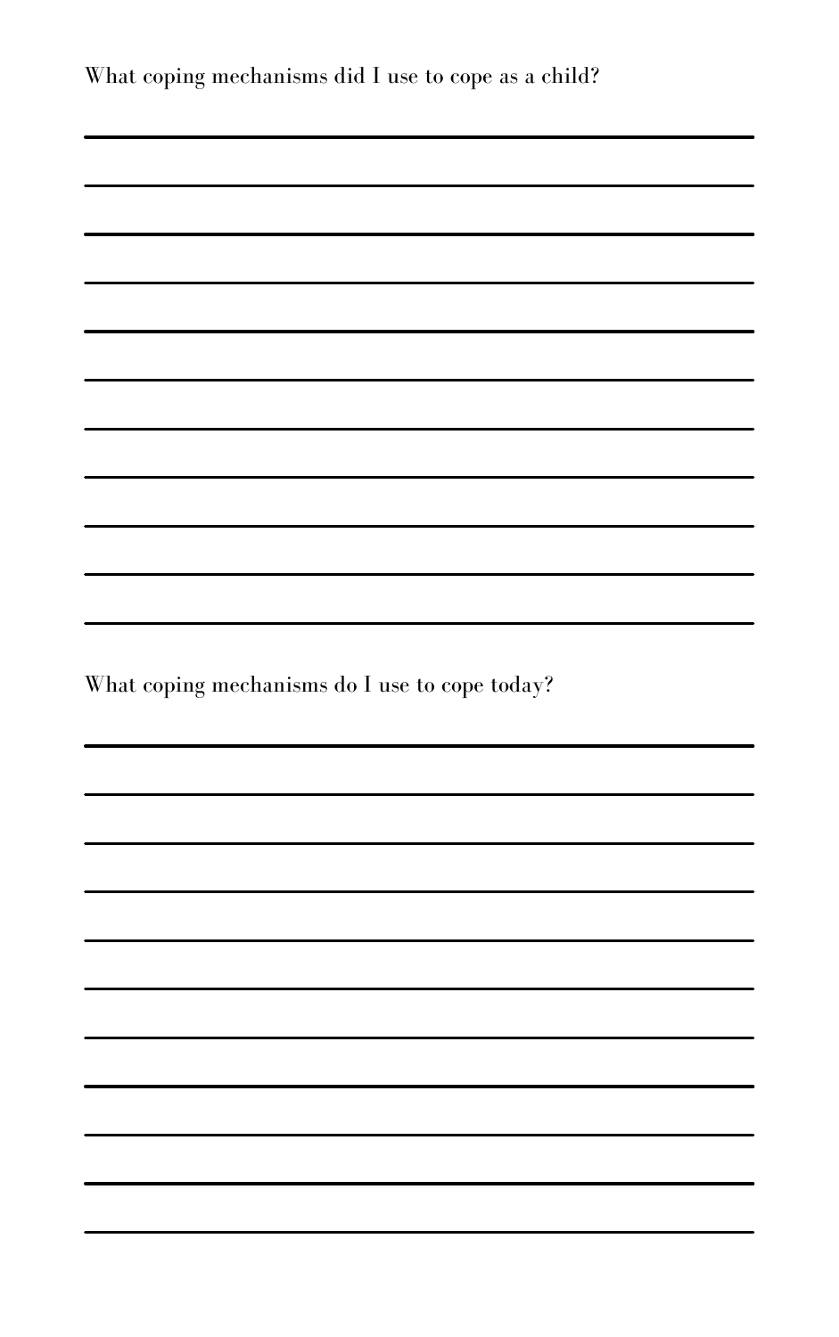What coping mechanisms did I use to cope as a child?

What coping mechanisms do I use to cope today?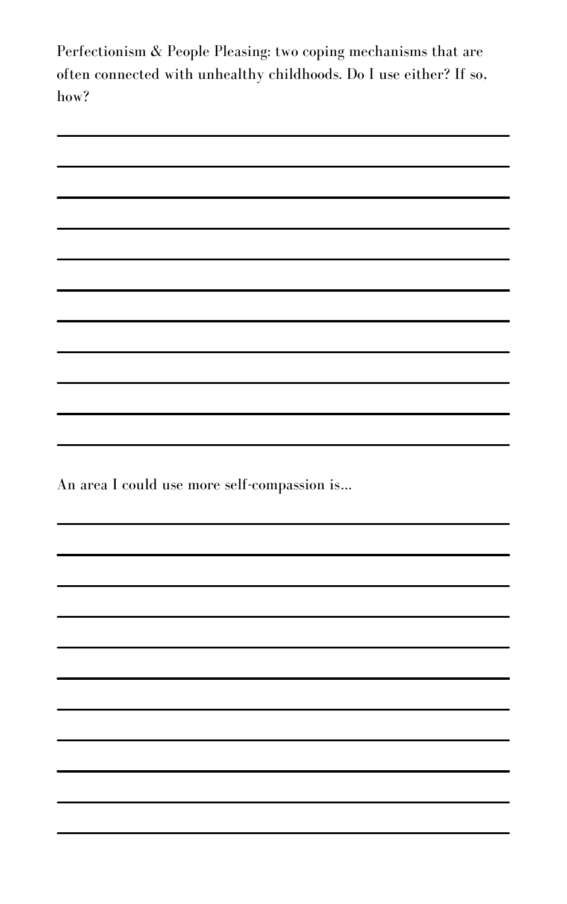Perfectionism & People Pleasing: two coping mechanisms that are often connected with unhealthy childhoods. Do I use either? If so, how?

An area I could use more self-compassion is...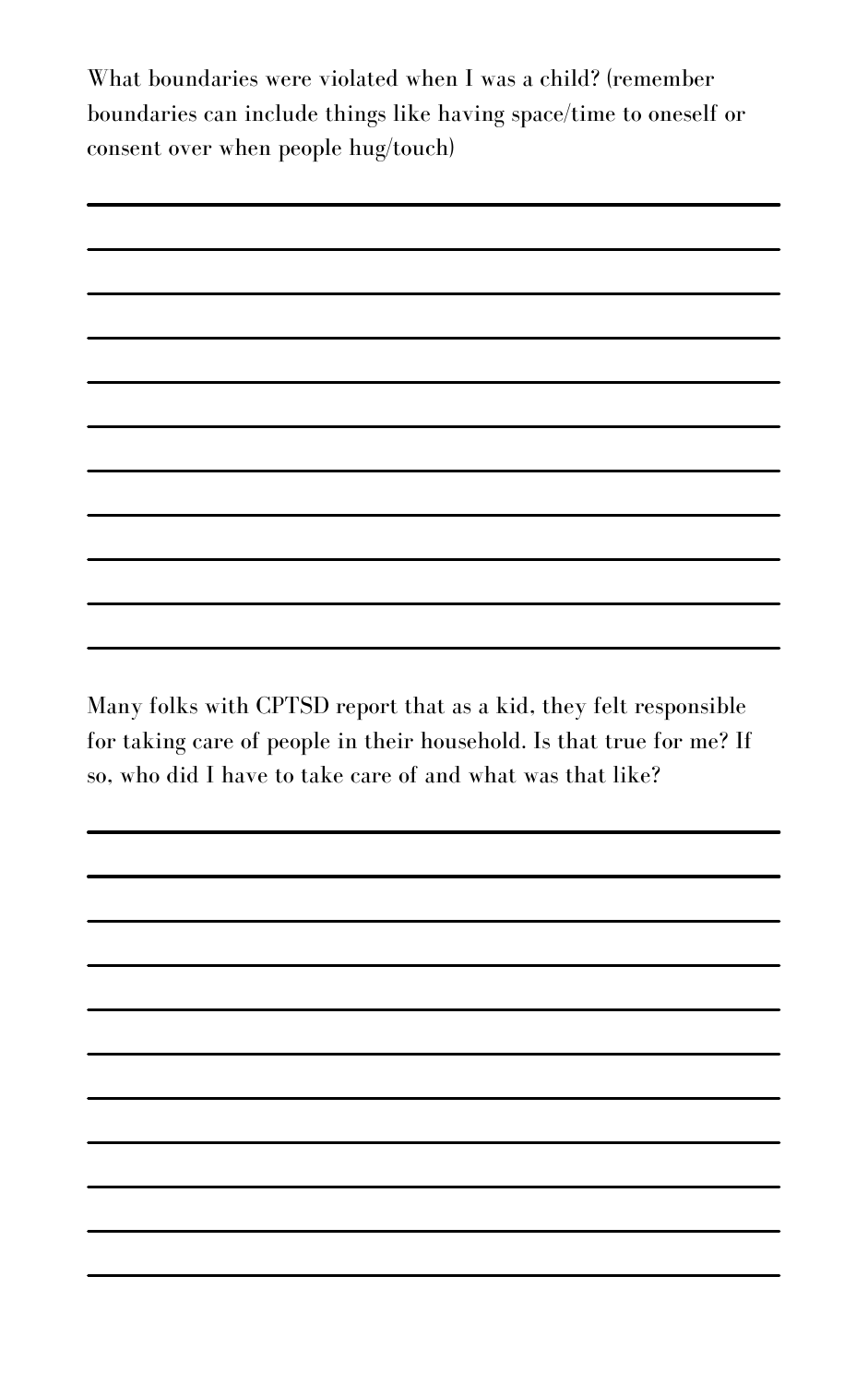What boundaries were violated when I was a child? (remember boundaries can include things like having space/time to oneself or consent over when people hug/touch)

Many folks with CPTSD report that as a kid, they felt responsible for taking care of people in their household. Is that true for me? If so, who did I have to take care of and what was that like?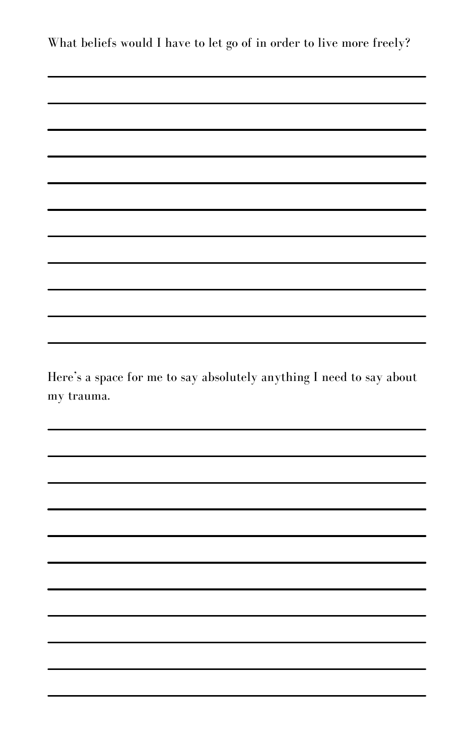What beliefs would I have to let go of in order to live more freely?

Here's a space for me to say absolutely anything I need to say about my trauma.